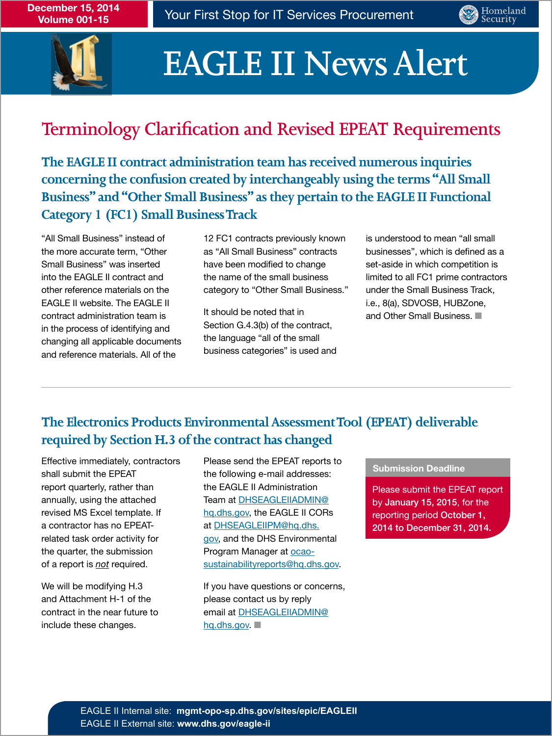December 15, 2014
Volume 001-15

Your First Stop for IT Services Procurement

# EAGLE II News Alert

## Terminology Clarification and Revised EPEAT Requirements

### The EAGLE II contract administration team has received numerous inquiries concerning the confusion created by interchangeably using the terms "All Small Business" and "Other Small Business" as they pertain to the EAGLE II Functional Category 1 (FC1) Small Business Track

"All Small Business" instead of the more accurate term, "Other Small Business" was inserted into the EAGLE II contract and other reference materials on the EAGLE II website. The EAGLE II contract administration team is in the process of identifying and changing all applicable documents and reference materials. All of the 12 FC1 contracts previously known as "All Small Business" contracts have been modified to change the name of the small business category to "Other Small Business."

It should be noted that in Section G.4.3(b) of the contract, the language "all of the small business categories" is used and is understood to mean "all small businesses", which is defined as a set-aside in which competition is limited to all FC1 prime contractors under the Small Business Track, i.e., 8(a), SDVOSB, HUBZone, and Other Small Business.

### The Electronics Products Environmental Assessment Tool (EPEAT) deliverable required by Section H.3 of the contract has changed

Effective immediately, contractors shall submit the EPEAT report quarterly, rather than annually, using the attached revised MS Excel template. If a contractor has no EPEAT-related task order activity for the quarter, the submission of a report is *not* required.

We will be modifying H.3 and Attachment H-1 of the contract in the near future to include these changes.

Please send the EPEAT reports to the following e-mail addresses: the EAGLE II Administration Team at DHSEAGLEIIADMIN@hq.dhs.gov, the EAGLE II CORs at DHSEAGLEIIPM@hq.dhs.gov, and the DHS Environmental Program Manager at ocao-sustainabilityreports@hq.dhs.gov.

If you have questions or concerns, please contact us by reply email at DHSEAGLEIIADMIN@hq.dhs.gov.

**Submission Deadline**

Please submit the EPEAT report by **January 15, 2015**, for the reporting period **October 1, 2014 to December 31, 2014.**

EAGLE II Internal site: **mgmt-opo-sp.dhs.gov/sites/epic/EAGLEII**
EAGLE II External site: **www.dhs.gov/eagle-ii**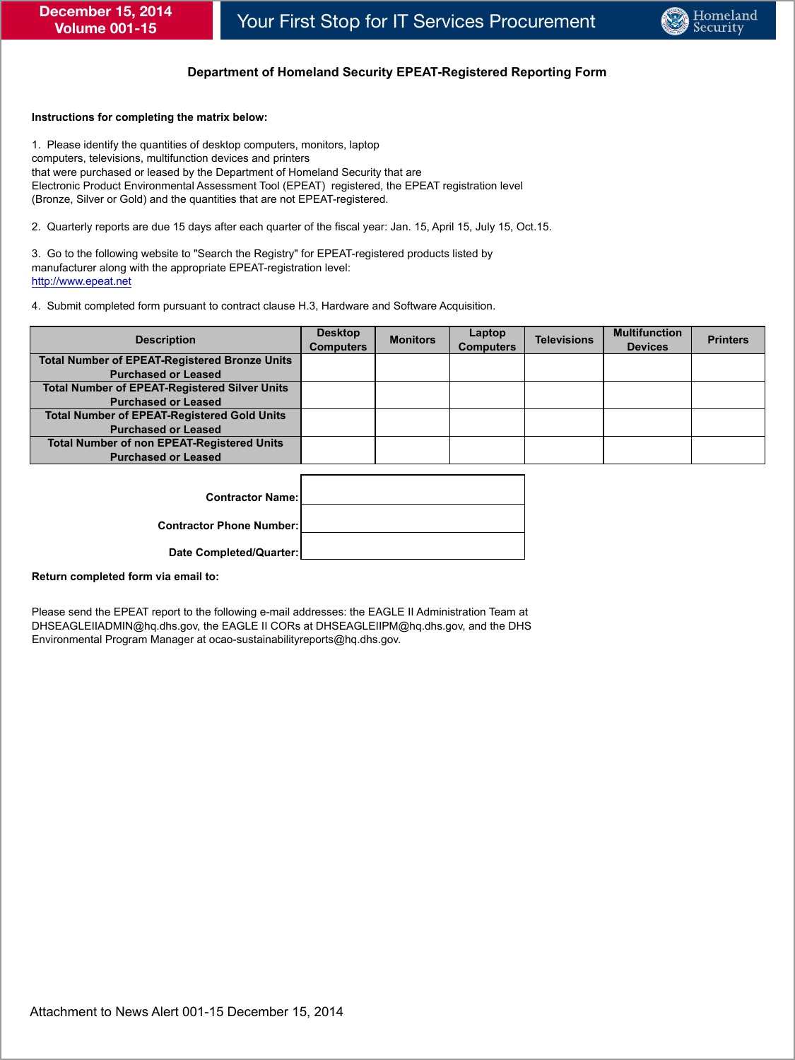## Department of Homeland Security EPEAT-Registered Reporting Form

**Instructions for completing the matrix below:**

1. Please identify the quantities of desktop computers, monitors, laptop computers, televisions, multifunction devices and printers that were purchased or leased by the Department of Homeland Security that are Electronic Product Environmental Assessment Tool (EPEAT) registered, the EPEAT registration level (Bronze, Silver or Gold) and the quantities that are not EPEAT-registered.

2. Quarterly reports are due 15 days after each quarter of the fiscal year: Jan. 15, April 15, July 15, Oct.15.

3. Go to the following website to "Search the Registry" for EPEAT-registered products listed by manufacturer along with the appropriate EPEAT-registration level: [http://www.epeat.net](http://www.epeat.net)

4. Submit completed form pursuant to contract clause H.3, Hardware and Software Acquisition.

| Description | Desktop Computers | Monitors | Laptop Computers | Televisions | Multifunction Devices | Printers |
|---|---|---|---|---|---|---|
| **Total Number of EPEAT-Registered Bronze Units Purchased or Leased** | | | | | | |
| **Total Number of EPEAT-Registered Silver Units Purchased or Leased** | | | | | | |
| **Total Number of EPEAT-Registered Gold Units Purchased or Leased** | | | | | | |
| **Total Number of non EPEAT-Registered Units Purchased or Leased** | | | | | | |

| | |
|---|---|
| **Contractor Name:** | |
| **Contractor Phone Number:** | |
| **Date Completed/Quarter:** | |

**Return completed form via email to:**

Please send the EPEAT report to the following e-mail addresses: the EAGLE II Administration Team at DHSEAGLEIIADMIN@hq.dhs.gov, the EAGLE II CORs at DHSEAGLEIIPM@hq.dhs.gov, and the DHS Environmental Program Manager at ocao-sustainabilityreports@hq.dhs.gov.

Attachment to News Alert 001-15 December 15, 2014